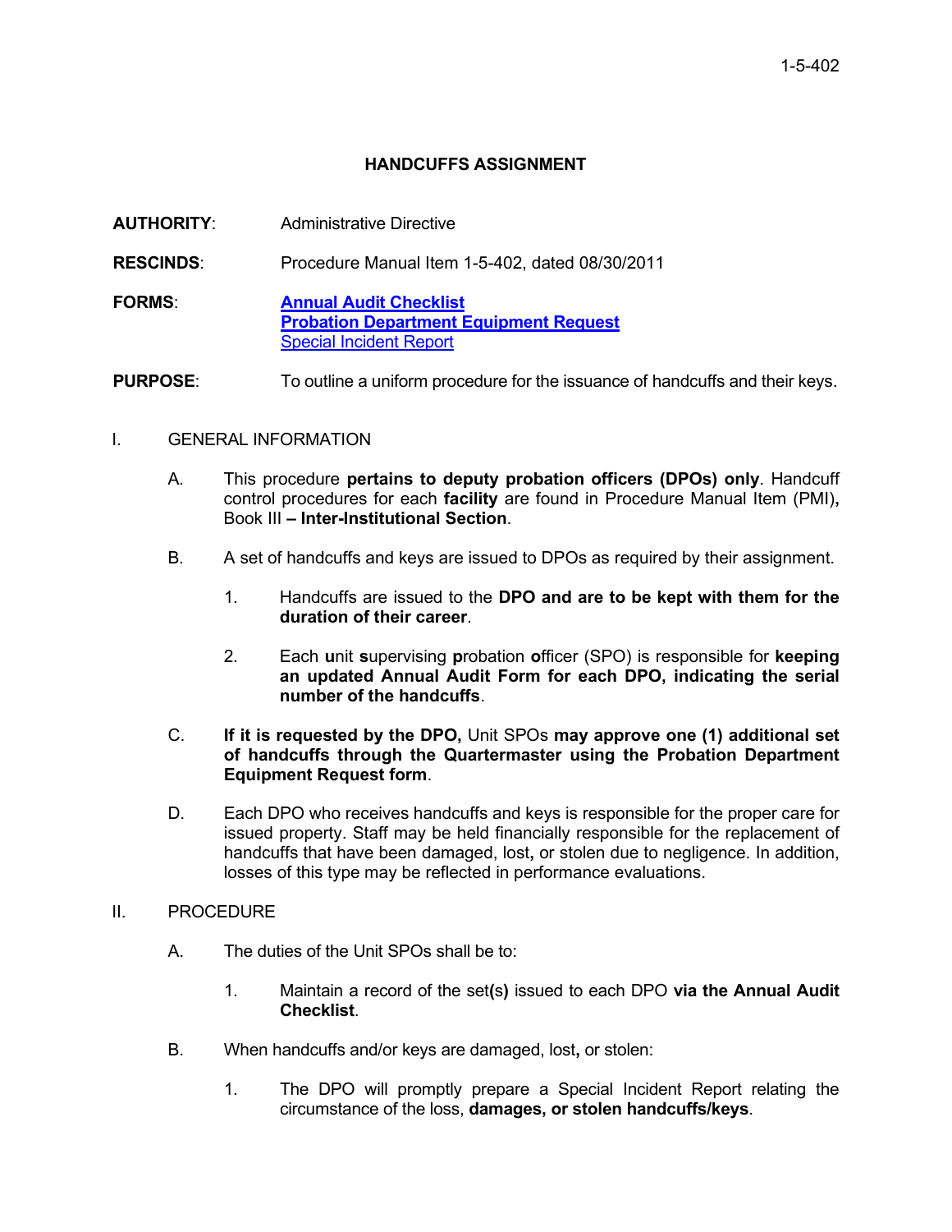# HANDCUFFS ASSIGNMENT

**AUTHORITY**: Administrative Directive

**RESCINDS**: Procedure Manual Item 1-5-402, dated 08/30/2011

**FORMS**: **Annual Audit Checklist**
**Probation Department Equipment Request**
Special Incident Report

**PURPOSE**: To outline a uniform procedure for the issuance of handcuffs and their keys.

I. GENERAL INFORMATION

A. This procedure **pertains to deputy probation officers (DPOs) only**. Handcuff control procedures for each **facility** are found in Procedure Manual Item (PMI)**,** Book III **– Inter-Institutional Section**.

B. A set of handcuffs and keys are issued to DPOs as required by their assignment.

1. Handcuffs are issued to the **DPO and are to be kept with them for the duration of their career**.

2. Each **u**nit **s**upervising **p**robation **o**fficer (SPO) is responsible for **keeping an updated Annual Audit Form for each DPO, indicating the serial number of the handcuffs**.

C. **If it is requested by the DPO,** Unit SPOs **may approve one (1) additional set of handcuffs through the Quartermaster using the Probation Department Equipment Request form**.

D. Each DPO who receives handcuffs and keys is responsible for the proper care for issued property. Staff may be held financially responsible for the replacement of handcuffs that have been damaged, lost**,** or stolen due to negligence. In addition, losses of this type may be reflected in performance evaluations.

II. PROCEDURE

A. The duties of the Unit SPOs shall be to:

1. Maintain a record of the set**(s)** issued to each DPO **via the Annual Audit Checklist**.

B. When handcuffs and/or keys are damaged, lost**,** or stolen:

1. The DPO will promptly prepare a Special Incident Report relating the circumstance of the loss, **damages, or stolen handcuffs/keys**.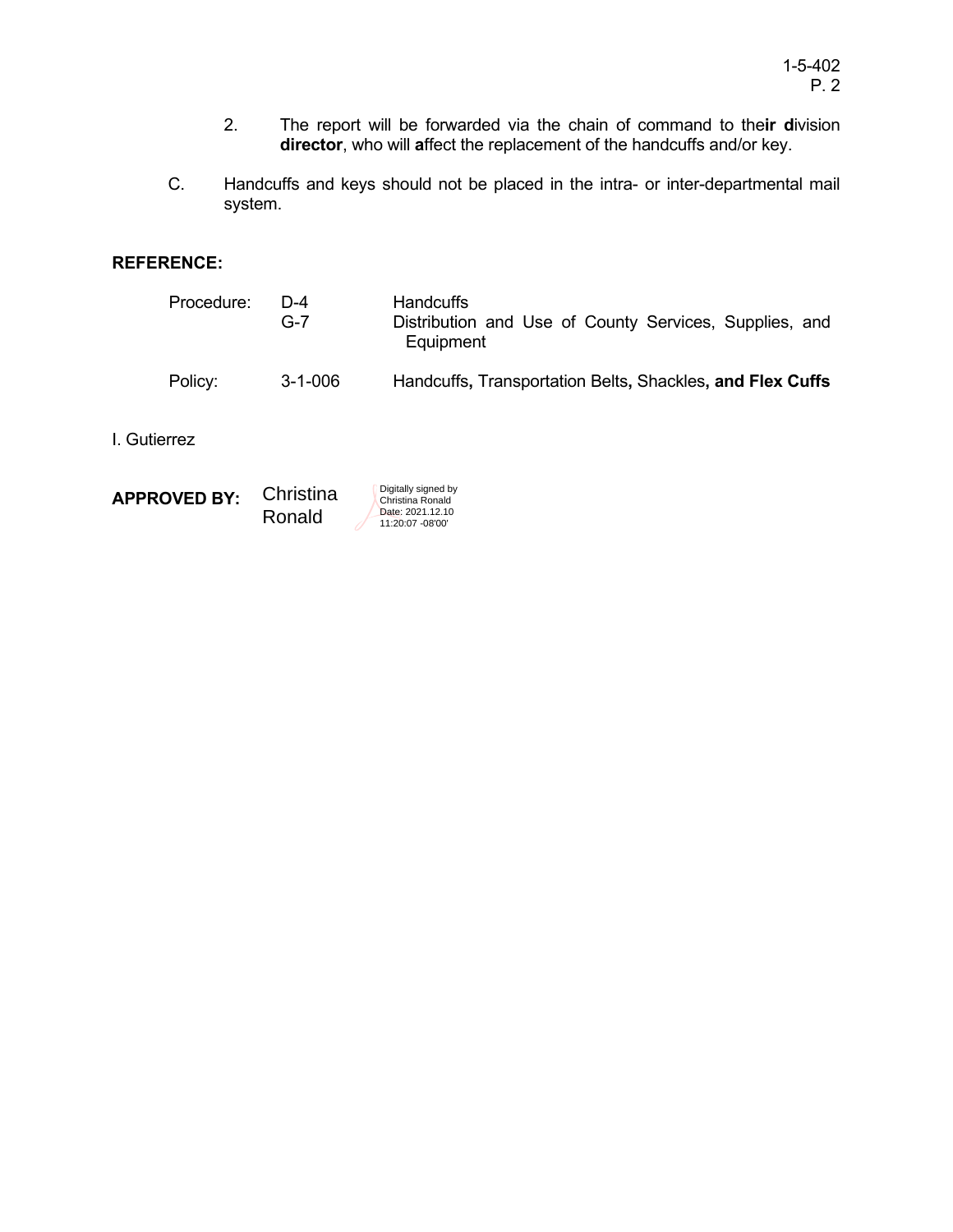2. The report will be forwarded via the chain of command to the**ir d**ivision **director**, who will **a**ffect the replacement of the handcuffs and/or key.

C. Handcuffs and keys should not be placed in the intra- or inter-departmental mail system.

**REFERENCE:**

| | | |
|---|---|---|
| Procedure: | D-4 | Handcuffs |
| | G-7 | Distribution and Use of County Services, Supplies, and Equipment |
| Policy: | 3-1-006 | Handcuffs**,** Transportation Belts**,** Shackles**, and Flex Cuffs** |

I. Gutierrez

**APPROVED BY:** Christina Ronald

Digitally signed by Christina Ronald
Date: 2021.12.10 11:20:07 -08'00'